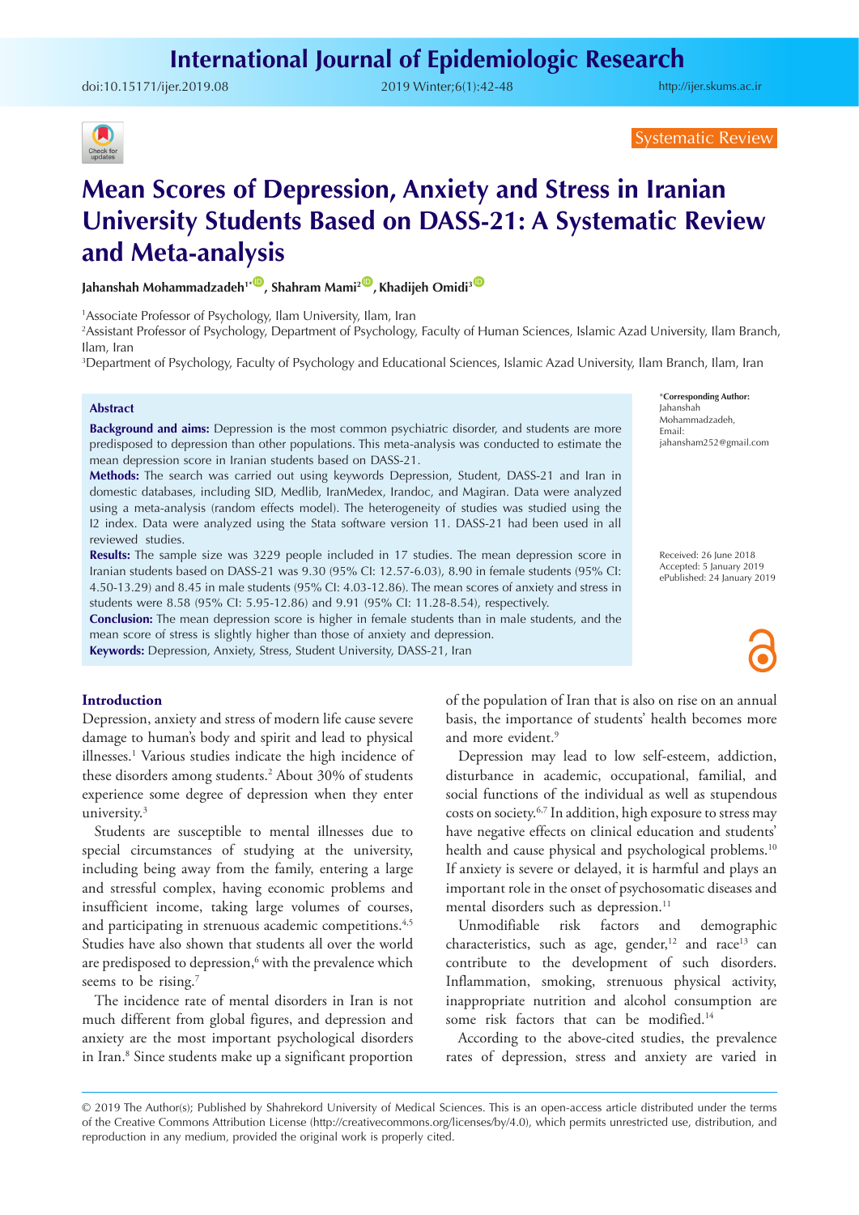Systematic Review

# Mean Scores of Depression, Anxiety and Stress in Iranian University Students Based on DASS-21: A Systematic Review and Meta-analysis

**Jahanshah Mohammadzadeh[1*], Shahram Mami[2], Khadijeh Omidi[3]**

[1]Associate Professor of Psychology, Ilam University, Ilam, Iran
[2]Assistant Professor of Psychology, Department of Psychology, Faculty of Human Sciences, Islamic Azad University, Ilam Branch, Ilam, Iran
[3]Department of Psychology, Faculty of Psychology and Educational Sciences, Islamic Azad University, Ilam Branch, Ilam, Iran

*Corresponding Author: Jahanshah Mohammadzadeh, Email: jahansham252@gmail.com

Received: 26 June 2018
Accepted: 5 January 2019
ePublished: 24 January 2019

## Abstract

**Background and aims:** Depression is the most common psychiatric disorder, and students are more predisposed to depression than other populations. This meta-analysis was conducted to estimate the mean depression score in Iranian students based on DASS-21.

**Methods:** The search was carried out using keywords Depression, Student, DASS-21 and Iran in domestic databases, including SID, Medlib, IranMedex, Irandoc, and Magiran. Data were analyzed using a meta-analysis (random effects model). The heterogeneity of studies was studied using the I2 index. Data were analyzed using the Stata software version 11. DASS-21 had been used in all reviewed studies.

**Results:** The sample size was 3229 people included in 17 studies. The mean depression score in Iranian students based on DASS-21 was 9.30 (95% CI: 12.57-6.03), 8.90 in female students (95% CI: 4.50-13.29) and 8.45 in male students (95% CI: 4.03-12.86). The mean scores of anxiety and stress in students were 8.58 (95% CI: 5.95-12.86) and 9.91 (95% CI: 11.28-8.54), respectively.

**Conclusion:** The mean depression score is higher in female students than in male students, and the mean score of stress is slightly higher than those of anxiety and depression.

**Keywords:** Depression, Anxiety, Stress, Student University, DASS-21, Iran

## Introduction

Depression, anxiety and stress of modern life cause severe damage to human's body and spirit and lead to physical illnesses.[1] Various studies indicate the high incidence of these disorders among students.[2] About 30% of students experience some degree of depression when they enter university.[3]

Students are susceptible to mental illnesses due to special circumstances of studying at the university, including being away from the family, entering a large and stressful complex, having economic problems and insufficient income, taking large volumes of courses, and participating in strenuous academic competitions.[4,5] Studies have also shown that students all over the world are predisposed to depression,[6] with the prevalence which seems to be rising.[7]

The incidence rate of mental disorders in Iran is not much different from global figures, and depression and anxiety are the most important psychological disorders in Iran.[8] Since students make up a significant proportion of the population of Iran that is also on rise on an annual basis, the importance of students' health becomes more and more evident.[9]

Depression may lead to low self-esteem, addiction, disturbance in academic, occupational, familial, and social functions of the individual as well as stupendous costs on society.[6,7] In addition, high exposure to stress may have negative effects on clinical education and students' health and cause physical and psychological problems.[10] If anxiety is severe or delayed, it is harmful and plays an important role in the onset of psychosomatic diseases and mental disorders such as depression.[11]

Unmodifiable risk factors and demographic characteristics, such as age, gender,[12] and race[13] can contribute to the development of such disorders. Inflammation, smoking, strenuous physical activity, inappropriate nutrition and alcohol consumption are some risk factors that can be modified.[14]

According to the above-cited studies, the prevalence rates of depression, stress and anxiety are varied in

© 2019 The Author(s); Published by Shahrekord University of Medical Sciences. This is an open-access article distributed under the terms of the Creative Commons Attribution License (http://creativecommons.org/licenses/by/4.0), which permits unrestricted use, distribution, and reproduction in any medium, provided the original work is properly cited.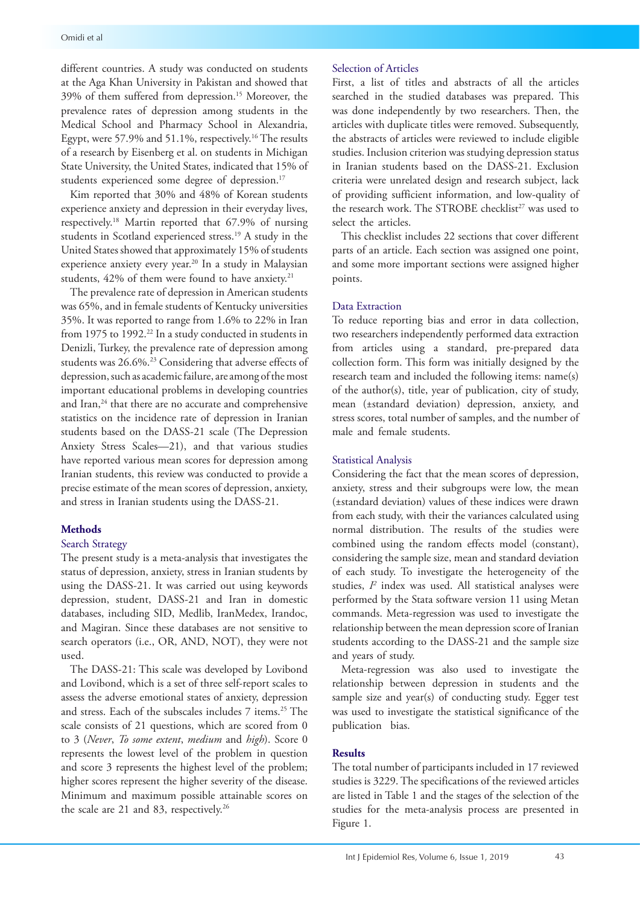different countries. A study was conducted on students at the Aga Khan University in Pakistan and showed that 39% of them suffered from depression.[15] Moreover, the prevalence rates of depression among students in the Medical School and Pharmacy School in Alexandria, Egypt, were 57.9% and 51.1%, respectively.[16] The results of a research by Eisenberg et al. on students in Michigan State University, the United States, indicated that 15% of students experienced some degree of depression.[17]

Kim reported that 30% and 48% of Korean students experience anxiety and depression in their everyday lives, respectively.[18] Martin reported that 67.9% of nursing students in Scotland experienced stress.[19] A study in the United States showed that approximately 15% of students experience anxiety every year.[20] In a study in Malaysian students, 42% of them were found to have anxiety.[21]

The prevalence rate of depression in American students was 65%, and in female students of Kentucky universities 35%. It was reported to range from 1.6% to 22% in Iran from 1975 to 1992.[22] In a study conducted in students in Denizli, Turkey, the prevalence rate of depression among students was 26.6%.[23] Considering that adverse effects of depression, such as academic failure, are among of the most important educational problems in developing countries and Iran,[24] that there are no accurate and comprehensive statistics on the incidence rate of depression in Iranian students based on the DASS-21 scale (The Depression Anxiety Stress Scales—21), and that various studies have reported various mean scores for depression among Iranian students, this review was conducted to provide a precise estimate of the mean scores of depression, anxiety, and stress in Iranian students using the DASS-21.

## Methods

### Search Strategy

The present study is a meta-analysis that investigates the status of depression, anxiety, stress in Iranian students by using the DASS-21. It was carried out using keywords depression, student, DASS-21 and Iran in domestic databases, including SID, Medlib, IranMedex, Irandoc, and Magiran. Since these databases are not sensitive to search operators (i.e., OR, AND, NOT), they were not used.

The DASS-21: This scale was developed by Lovibond and Lovibond, which is a set of three self-report scales to assess the adverse emotional states of anxiety, depression and stress. Each of the subscales includes 7 items.[25] The scale consists of 21 questions, which are scored from 0 to 3 (*Never*, *To some extent*, *medium* and *high*). Score 0 represents the lowest level of the problem in question and score 3 represents the highest level of the problem; higher scores represent the higher severity of the disease. Minimum and maximum possible attainable scores on the scale are 21 and 83, respectively.[26]

### Selection of Articles

First, a list of titles and abstracts of all the articles searched in the studied databases was prepared. This was done independently by two researchers. Then, the articles with duplicate titles were removed. Subsequently, the abstracts of articles were reviewed to include eligible studies. Inclusion criterion was studying depression status in Iranian students based on the DASS-21. Exclusion criteria were unrelated design and research subject, lack of providing sufficient information, and low-quality of the research work. The STROBE checklist[27] was used to select the articles.

This checklist includes 22 sections that cover different parts of an article. Each section was assigned one point, and some more important sections were assigned higher points.

### Data Extraction

To reduce reporting bias and error in data collection, two researchers independently performed data extraction from articles using a standard, pre-prepared data collection form. This form was initially designed by the research team and included the following items: name(s) of the author(s), title, year of publication, city of study, mean (±standard deviation) depression, anxiety, and stress scores, total number of samples, and the number of male and female students.

### Statistical Analysis

Considering the fact that the mean scores of depression, anxiety, stress and their subgroups were low, the mean (±standard deviation) values of these indices were drawn from each study, with their the variances calculated using normal distribution. The results of the studies were combined using the random effects model (constant), considering the sample size, mean and standard deviation of each study. To investigate the heterogeneity of the studies, $I^2$ index was used. All statistical analyses were performed by the Stata software version 11 using Metan commands. Meta-regression was used to investigate the relationship between the mean depression score of Iranian students according to the DASS-21 and the sample size and years of study.

Meta-regression was also used to investigate the relationship between depression in students and the sample size and year(s) of conducting study. Egger test was used to investigate the statistical significance of the publication bias.

## Results

The total number of participants included in 17 reviewed studies is 3229. The specifications of the reviewed articles are listed in Table 1 and the stages of the selection of the studies for the meta-analysis process are presented in Figure 1.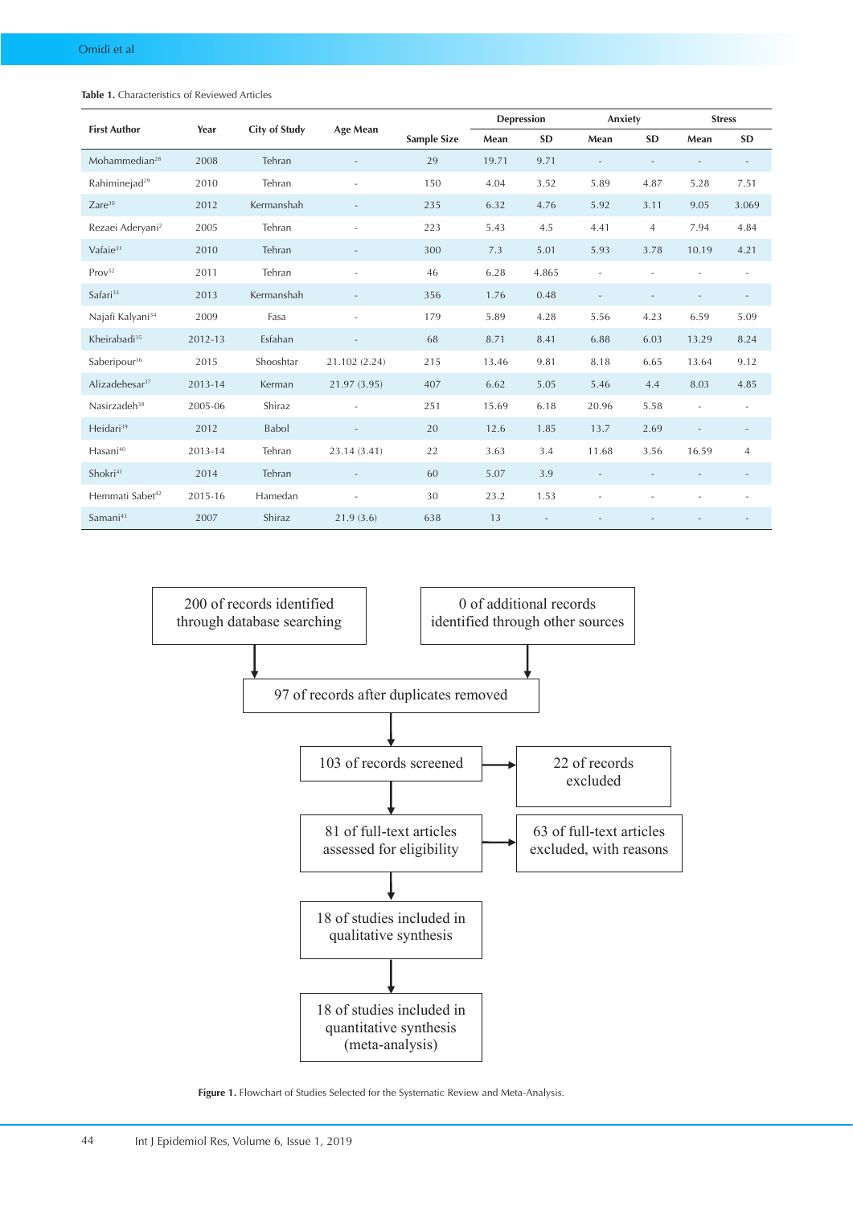**Table 1.** Characteristics of Reviewed Articles

| First Author | Year | City of Study | Age Mean | Sample Size | Depression | | Anxiety | | Stress | |
|---|---|---|---|---|---|---|---|---|---|---|
| | | | | | Mean | SD | Mean | SD | Mean | SD |
| Mohammedian[28] | 2008 | Tehran | - | 29 | 19.71 | 9.71 | - | - | - | - |
| Rahiminejad[29] | 2010 | Tehran | - | 150 | 4.04 | 3.52 | 5.89 | 4.87 | 5.28 | 7.51 |
| Zare[30] | 2012 | Kermanshah | - | 235 | 6.32 | 4.76 | 5.92 | 3.11 | 9.05 | 3.069 |
| Rezaei Aderyani[2] | 2005 | Tehran | - | 223 | 5.43 | 4.5 | 4.41 | 4 | 7.94 | 4.84 |
| Vafaie[31] | 2010 | Tehran | - | 300 | 7.3 | 5.01 | 5.93 | 3.78 | 10.19 | 4.21 |
| Prov[32] | 2011 | Tehran | - | 46 | 6.28 | 4.865 | - | - | - | - |
| Safari[33] | 2013 | Kermanshah | - | 356 | 1.76 | 0.48 | - | - | - | - |
| Najafi Kalyani[34] | 2009 | Fasa | - | 179 | 5.89 | 4.28 | 5.56 | 4.23 | 6.59 | 5.09 |
| Kheirabadi[35] | 2012-13 | Esfahan | - | 68 | 8.71 | 8.41 | 6.88 | 6.03 | 13.29 | 8.24 |
| Saberipour[36] | 2015 | Shooshtar | 21.102 (2.24) | 215 | 13.46 | 9.81 | 8.18 | 6.65 | 13.64 | 9.12 |
| Alizadehesar[37] | 2013-14 | Kerman | 21.97 (3.95) | 407 | 6.62 | 5.05 | 5.46 | 4.4 | 8.03 | 4.85 |
| Nasirzadeh[38] | 2005-06 | Shiraz | - | 251 | 15.69 | 6.18 | 20.96 | 5.58 | - | - |
| Heidari[39] | 2012 | Babol | - | 20 | 12.6 | 1.85 | 13.7 | 2.69 | - | - |
| Hasani[40] | 2013-14 | Tehran | 23.14 (3.41) | 22 | 3.63 | 3.4 | 11.68 | 3.56 | 16.59 | 4 |
| Shokri[41] | 2014 | Tehran | - | 60 | 5.07 | 3.9 | - | - | - | - |
| Hemmati Sabet[42] | 2015-16 | Hamedan | - | 30 | 23.2 | 1.53 | - | - | - | - |
| Samani[43] | 2007 | Shiraz | 21.9 (3.6) | 638 | 13 | - | - | - | - | - |

- 200 of records identified through database searching
- 0 of additional records identified through other sources
- 97 of records after duplicates removed
- 103 of records screened → 22 of records excluded
- 81 of full-text articles assessed for eligibility → 63 of full-text articles excluded, with reasons
- 18 of studies included in qualitative synthesis
- 18 of studies included in quantitative synthesis (meta-analysis)

**Figure 1.** Flowchart of Studies Selected for the Systematic Review and Meta-Analysis.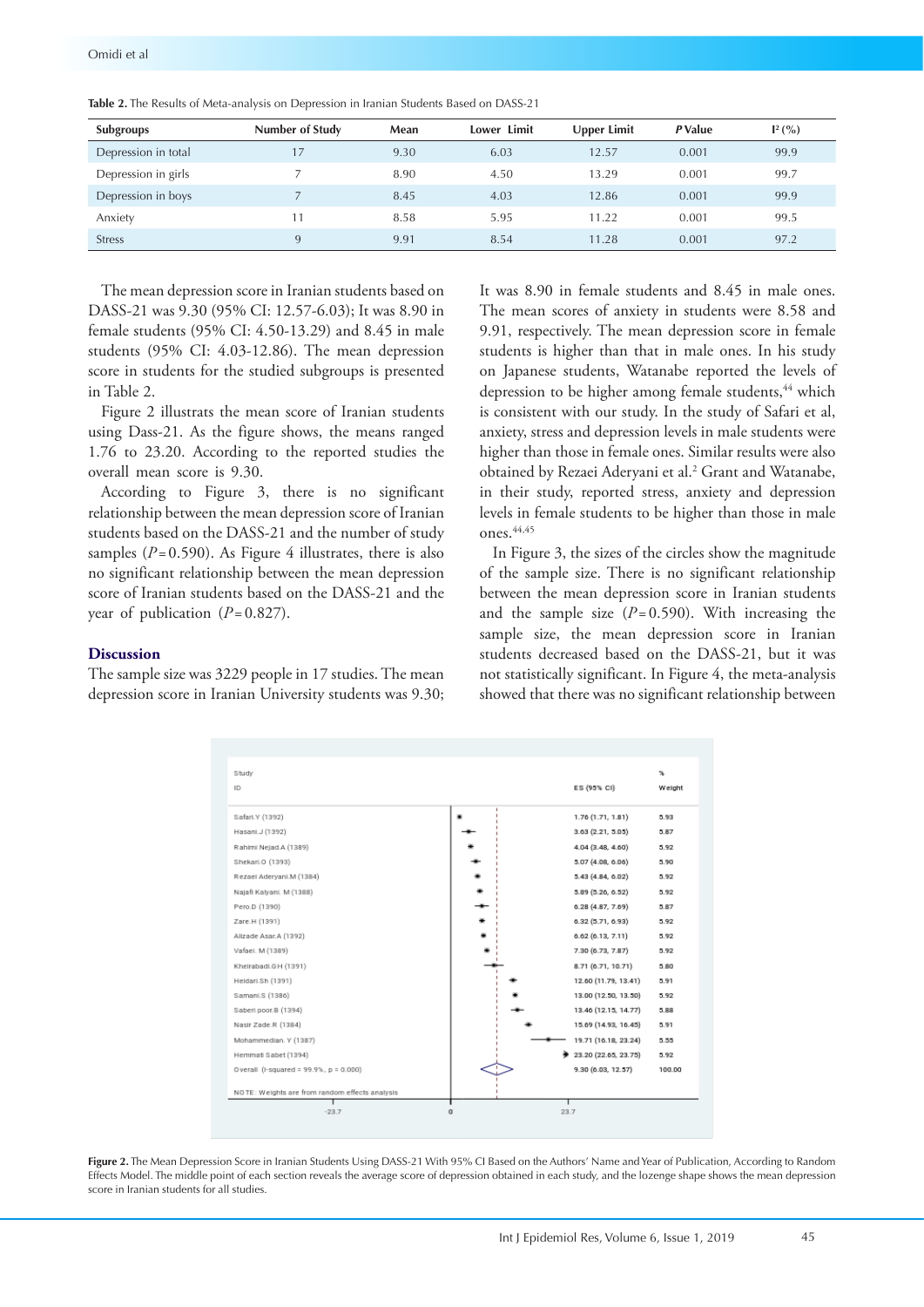**Table 2.** The Results of Meta-analysis on Depression in Iranian Students Based on DASS-21

| Subgroups | Number of Study | Mean | Lower Limit | Upper Limit | *P* Value | $I^2$ (%) |
|---|---|---|---|---|---|---|
| Depression in total | 17 | 9.30 | 6.03 | 12.57 | 0.001 | 99.9 |
| Depression in girls | 7 | 8.90 | 4.50 | 13.29 | 0.001 | 99.7 |
| Depression in boys | 7 | 8.45 | 4.03 | 12.86 | 0.001 | 99.9 |
| Anxiety | 11 | 8.58 | 5.95 | 11.22 | 0.001 | 99.5 |
| Stress | 9 | 9.91 | 8.54 | 11.28 | 0.001 | 97.2 |

The mean depression score in Iranian students based on DASS-21 was 9.30 (95% CI: 12.57-6.03); It was 8.90 in female students (95% CI: 4.50-13.29) and 8.45 in male students (95% CI: 4.03-12.86). The mean depression score in students for the studied subgroups is presented in Table 2.

Figure 2 illustrats the mean score of Iranian students using Dass-21. As the figure shows, the means ranged 1.76 to 23.20. According to the reported studies the overall mean score is 9.30.

According to Figure 3, there is no significant relationship between the mean depression score of Iranian students based on the DASS-21 and the number of study samples ($P = 0.590$). As Figure 4 illustrates, there is also no significant relationship between the mean depression score of Iranian students based on the DASS-21 and the year of publication ($P = 0.827$).

## Discussion

The sample size was 3229 people in 17 studies. The mean depression score in Iranian University students was 9.30; It was 8.90 in female students and 8.45 in male ones. The mean scores of anxiety in students were 8.58 and 9.91, respectively. The mean depression score in female students is higher than that in male ones. In his study on Japanese students, Watanabe reported the levels of depression to be higher among female students,[44] which is consistent with our study. In the study of Safari et al, anxiety, stress and depression levels in male students were higher than those in female ones. Similar results were also obtained by Rezaei Aderyani et al.[2] Grant and Watanabe, in their study, reported stress, anxiety and depression levels in female students to be higher than those in male ones.[44,45]

In Figure 3, the sizes of the circles show the magnitude of the sample size. There is no significant relationship between the mean depression score in Iranian students and the sample size ($P = 0.590$). With increasing the sample size, the mean depression score in Iranian students decreased based on the DASS-21, but it was not statistically significant. In Figure 4, the meta-analysis showed that there was no significant relationship between

| Study ID | ES (95% CI) | % Weight |
|---|---|---|
| Safari.Y (1392) | 1.76 (1.71, 1.81) | 5.93 |
| Hasani.J (1392) | 3.63 (2.21, 5.05) | 5.87 |
| Rahimi Nejad.A (1389) | 4.04 (3.48, 4.60) | 5.92 |
| Shekari.O (1393) | 5.07 (4.08, 6.06) | 5.90 |
| Rezaei Aderyani.M (1384) | 5.43 (4.84, 6.02) | 5.92 |
| Najafi Kalyani. M (1388) | 5.89 (5.26, 6.52) | 5.92 |
| Pero.D (1390) | 6.28 (4.87, 7.69) | 5.87 |
| Zare.H (1391) | 6.32 (5.71, 6.93) | 5.92 |
| Alizade Asar.A (1392) | 6.62 (6.13, 7.11) | 5.92 |
| Vafaei. M (1389) | 7.30 (6.73, 7.87) | 5.92 |
| Kheirabadi.GH (1391) | 8.71 (6.71, 10.71) | 5.80 |
| Heidari.Sh (1391) | 12.60 (11.79, 13.41) | 5.91 |
| Samani.S (1386) | 13.00 (12.50, 13.50) | 5.92 |
| Saberi poor.B (1394) | 13.46 (12.15, 14.77) | 5.88 |
| Nasir Zade.R (1384) | 15.69 (14.93, 16.45) | 5.91 |
| Mohammedian. Y (1387) | 19.71 (16.18, 23.24) | 5.55 |
| Hemmati Sabet (1394) | 23.20 (22.65, 23.75) | 5.92 |
| Overall (I-squared = 99.9%, p = 0.000) | 9.30 (6.03, 12.57) | 100.00 |

NOTE: Weights are from random effects analysis

**Figure 2.** The Mean Depression Score in Iranian Students Using DASS-21 With 95% CI Based on the Authors' Name and Year of Publication, According to Random Effects Model. The middle point of each section reveals the average score of depression obtained in each study, and the lozenge shape shows the mean depression score in Iranian students for all studies.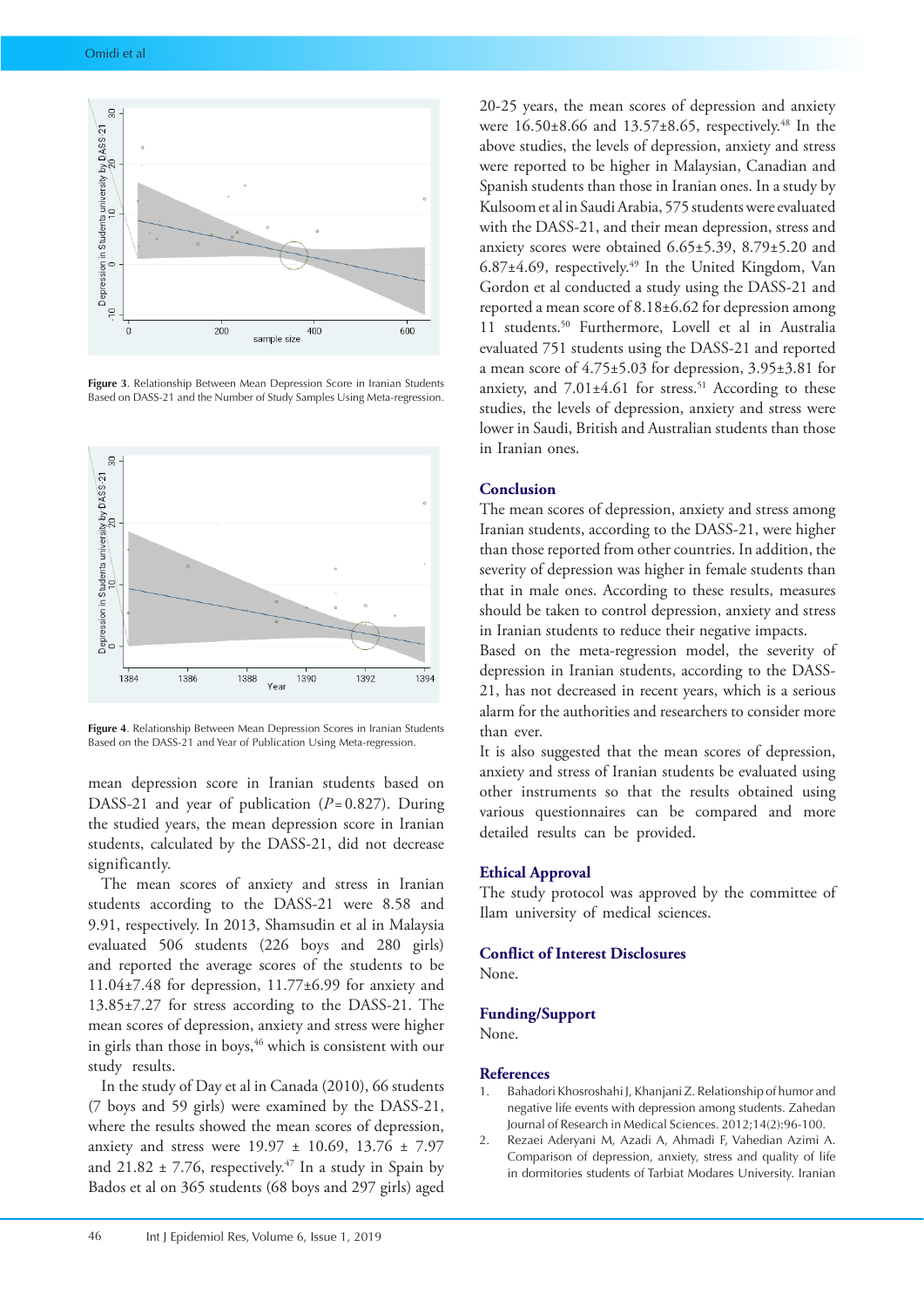Figure 3. Relationship Between Mean Depression Score in Iranian Students Based on DASS-21 and the Number of Study Samples Using Meta-regression.

Figure 4. Relationship Between Mean Depression Scores in Iranian Students Based on the DASS-21 and Year of Publication Using Meta-regression.

mean depression score in Iranian students based on DASS-21 and year of publication ($P = 0.827$). During the studied years, the mean depression score in Iranian students, calculated by the DASS-21, did not decrease significantly.

The mean scores of anxiety and stress in Iranian students according to the DASS-21 were 8.58 and 9.91, respectively. In 2013, Shamsudin et al in Malaysia evaluated 506 students (226 boys and 280 girls) and reported the average scores of the students to be 11.04±7.48 for depression, 11.77±6.99 for anxiety and 13.85±7.27 for stress according to the DASS-21. The mean scores of depression, anxiety and stress were higher in girls than those in boys,[46] which is consistent with our study results.

In the study of Day et al in Canada (2010), 66 students (7 boys and 59 girls) were examined by the DASS-21, where the results showed the mean scores of depression, anxiety and stress were 19.97 ± 10.69, 13.76 ± 7.97 and 21.82 ± 7.76, respectively.[47] In a study in Spain by Bados et al on 365 students (68 boys and 297 girls) aged 20-25 years, the mean scores of depression and anxiety were 16.50±8.66 and 13.57±8.65, respectively.[48] In the above studies, the levels of depression, anxiety and stress were reported to be higher in Malaysian, Canadian and Spanish students than those in Iranian ones. In a study by Kulsoom et al in Saudi Arabia, 575 students were evaluated with the DASS-21, and their mean depression, stress and anxiety scores were obtained 6.65±5.39, 8.79±5.20 and 6.87±4.69, respectively.[49] In the United Kingdom, Van Gordon et al conducted a study using the DASS-21 and reported a mean score of 8.18±6.62 for depression among 11 students.[50] Furthermore, Lovell et al in Australia evaluated 751 students using the DASS-21 and reported a mean score of 4.75±5.03 for depression, 3.95±3.81 for anxiety, and 7.01±4.61 for stress.[51] According to these studies, the levels of depression, anxiety and stress were lower in Saudi, British and Australian students than those in Iranian ones.

## Conclusion

The mean scores of depression, anxiety and stress among Iranian students, according to the DASS-21, were higher than those reported from other countries. In addition, the severity of depression was higher in female students than that in male ones. According to these results, measures should be taken to control depression, anxiety and stress in Iranian students to reduce their negative impacts.

Based on the meta-regression model, the severity of depression in Iranian students, according to the DASS-21, has not decreased in recent years, which is a serious alarm for the authorities and researchers to consider more than ever.

It is also suggested that the mean scores of depression, anxiety and stress of Iranian students be evaluated using other instruments so that the results obtained using various questionnaires can be compared and more detailed results can be provided.

## Ethical Approval

The study protocol was approved by the committee of Ilam university of medical sciences.

## Conflict of Interest Disclosures

None.

## Funding/Support

None.

## References

1. Bahadori Khosroshahi J, Khanjani Z. Relationship of humor and negative life events with depression among students. Zahedan Journal of Research in Medical Sciences. 2012;14(2):96-100.
2. Rezaei Aderyani M, Azadi A, Ahmadi F, Vahedian Azimi A. Comparison of depression, anxiety, stress and quality of life in dormitories students of Tarbiat Modares University. Iranian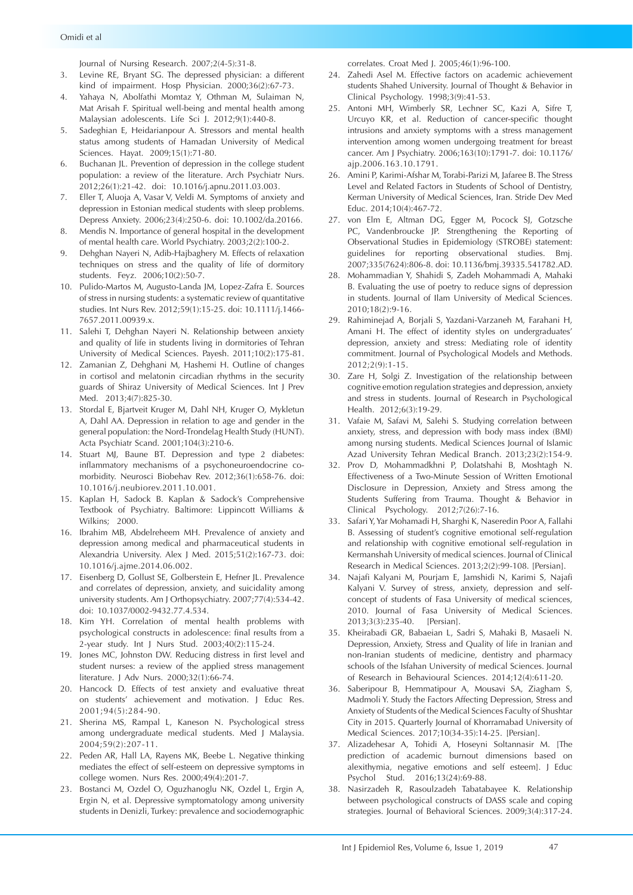Journal of Nursing Research. 2007;2(4-5):31-8.

3. Levine RE, Bryant SG. The depressed physician: a different kind of impairment. Hosp Physician. 2000;36(2):67-73.
4. Yahaya N, Abolfathi Momtaz Y, Othman M, Sulaiman N, Mat Arisah F. Spiritual well-being and mental health among Malaysian adolescents. Life Sci J. 2012;9(1):440-8.
5. Sadeghian E, Heidarianpour A. Stressors and mental health status among students of Hamadan University of Medical Sciences. Hayat. 2009;15(1):71-80.
6. Buchanan JL. Prevention of depression in the college student population: a review of the literature. Arch Psychiatr Nurs. 2012;26(1):21-42. doi: 10.1016/j.apnu.2011.03.003.
7. Eller T, Aluoja A, Vasar V, Veldi M. Symptoms of anxiety and depression in Estonian medical students with sleep problems. Depress Anxiety. 2006;23(4):250-6. doi: 10.1002/da.20166.
8. Mendis N. Importance of general hospital in the development of mental health care. World Psychiatry. 2003;2(2):100-2.
9. Dehghan Nayeri N, Adib-Hajbaghery M. Effects of relaxation techniques on stress and the quality of life of dormitory students. Feyz. 2006;10(2):50-7.
10. Pulido-Martos M, Augusto-Landa JM, Lopez-Zafra E. Sources of stress in nursing students: a systematic review of quantitative studies. Int Nurs Rev. 2012;59(1):15-25. doi: 10.1111/j.1466-7657.2011.00939.x.
11. Salehi T, Dehghan Nayeri N. Relationship between anxiety and quality of life in students living in dormitories of Tehran University of Medical Sciences. Payesh. 2011;10(2):175-81.
12. Zamanian Z, Dehghani M, Hashemi H. Outline of changes in cortisol and melatonin circadian rhythms in the security guards of Shiraz University of Medical Sciences. Int J Prev Med. 2013;4(7):825-30.
13. Stordal E, Bjartveit Kruger M, Dahl NH, Kruger O, Mykletun A, Dahl AA. Depression in relation to age and gender in the general population: the Nord-Trondelag Health Study (HUNT). Acta Psychiatr Scand. 2001;104(3):210-6.
14. Stuart MJ, Baune BT. Depression and type 2 diabetes: inflammatory mechanisms of a psychoneuroendocrine co-morbidity. Neurosci Biobehav Rev. 2012;36(1):658-76. doi: 10.1016/j.neubiorev.2011.10.001.
15. Kaplan H, Sadock B. Kaplan & Sadock's Comprehensive Textbook of Psychiatry. Baltimore: Lippincott Williams & Wilkins; 2000.
16. Ibrahim MB, Abdelreheem MH. Prevalence of anxiety and depression among medical and pharmaceutical students in Alexandria University. Alex J Med. 2015;51(2):167-73. doi: 10.1016/j.ajme.2014.06.002.
17. Eisenberg D, Gollust SE, Golberstein E, Hefner JL. Prevalence and correlates of depression, anxiety, and suicidality among university students. Am J Orthopsychiatry. 2007;77(4):534-42. doi: 10.1037/0002-9432.77.4.534.
18. Kim YH. Correlation of mental health problems with psychological constructs in adolescence: final results from a 2-year study. Int J Nurs Stud. 2003;40(2):115-24.
19. Jones MC, Johnston DW. Reducing distress in first level and student nurses: a review of the applied stress management literature. J Adv Nurs. 2000;32(1):66-74.
20. Hancock D. Effects of test anxiety and evaluative threat on students' achievement and motivation. J Educ Res. 2001;94(5):284-90.
21. Sherina MS, Rampal L, Kaneson N. Psychological stress among undergraduate medical students. Med J Malaysia. 2004;59(2):207-11.
22. Peden AR, Hall LA, Rayens MK, Beebe L. Negative thinking mediates the effect of self-esteem on depressive symptoms in college women. Nurs Res. 2000;49(4):201-7.
23. Bostanci M, Ozdel O, Oguzhanoglu NK, Ozdel L, Ergin A, Ergin N, et al. Depressive symptomatology among university students in Denizli, Turkey: prevalence and sociodemographic correlates. Croat Med J. 2005;46(1):96-100.
24. Zahedi Asel M. Effective factors on academic achievement students Shahed University. Journal of Thought & Behavior in Clinical Psychology. 1998;3(9):41-53.
25. Antoni MH, Wimberly SR, Lechner SC, Kazi A, Sifre T, Urcuyo KR, et al. Reduction of cancer-specific thought intrusions and anxiety symptoms with a stress management intervention among women undergoing treatment for breast cancer. Am J Psychiatry. 2006;163(10):1791-7. doi: 10.1176/ajp.2006.163.10.1791.
26. Amini P, Karimi-Afshar M, Torabi-Parizi M, Jafaree B. The Stress Level and Related Factors in Students of School of Dentistry, Kerman University of Medical Sciences, Iran. Stride Dev Med Educ. 2014;10(4):467-72.
27. von Elm E, Altman DG, Egger M, Pocock SJ, Gotzsche PC, Vandenbroucke JP. Strengthening the Reporting of Observational Studies in Epidemiology (STROBE) statement: guidelines for reporting observational studies. Bmj. 2007;335(7624):806-8. doi: 10.1136/bmj.39335.541782.AD.
28. Mohammadian Y, Shahidi S, Zadeh Mohammadi A, Mahaki B. Evaluating the use of poetry to reduce signs of depression in students. Journal of Ilam University of Medical Sciences. 2010;18(2):9-16.
29. Rahiminejad A, Borjali S, Yazdani-Varzaneh M, Farahani H, Amani H. The effect of identity styles on undergraduates' depression, anxiety and stress: Mediating role of identity commitment. Journal of Psychological Models and Methods. 2012;2(9):1-15.
30. Zare H, Solgi Z. Investigation of the relationship between cognitive emotion regulation strategies and depression, anxiety and stress in students. Journal of Research in Psychological Health. 2012;6(3):19-29.
31. Vafaie M, Safavi M, Salehi S. Studying correlation between anxiety, stress, and depression with body mass index (BMI) among nursing students. Medical Sciences Journal of Islamic Azad University Tehran Medical Branch. 2013;23(2):154-9.
32. Prov D, Mohammadkhni P, Dolatshahi B, Moshtagh N. Effectiveness of a Two-Minute Session of Written Emotional Disclosure in Depression, Anxiety and Stress among the Students Suffering from Trauma. Thought & Behavior in Clinical Psychology. 2012;7(26):7-16.
33. Safari Y, Yar Mohamadi H, Sharghi K, Naseredin Poor A, Fallahi B. Assessing of student's cognitive emotional self-regulation and relationship with cognitive emotional self-regulation in Kermanshah University of medical sciences. Journal of Clinical Research in Medical Sciences. 2013;2(2):99-108. [Persian].
34. Najafi Kalyani M, Pourjam E, Jamshidi N, Karimi S, Najafi Kalyani V. Survey of stress, anxiety, depression and self-concept of students of Fasa University of medical sciences, 2010. Journal of Fasa University of Medical Sciences. 2013;3(3):235-40. [Persian].
35. Kheirabadi GR, Babaeian L, Sadri S, Mahaki B, Masaeli N. Depression, Anxiety, Stress and Quality of life in Iranian and non-Iranian students of medicine, dentistry and pharmacy schools of the Isfahan University of medical Sciences. Journal of Research in Behavioural Sciences. 2014;12(4):611-20.
36. Saberipour B, Hemmatipour A, Mousavi SA, Ziagham S, Madmoli Y. Study the Factors Affecting Depression, Stress and Anxiety of Students of the Medical Sciences Faculty of Shushtar City in 2015. Quarterly Journal of Khorramabad University of Medical Sciences. 2017;10(34-35):14-25. [Persian].
37. Alizadehesar A, Tohidi A, Hoseyni Soltannasir M. [The prediction of academic burnout dimensions based on alexithymia, negative emotions and self esteem]. J Educ Psychol Stud. 2016;13(24):69-88.
38. Nasirzadeh R, Rasoulzadeh Tabatabayee K. Relationship between psychological constructs of DASS scale and coping strategies. Journal of Behavioral Sciences. 2009;3(4):317-24.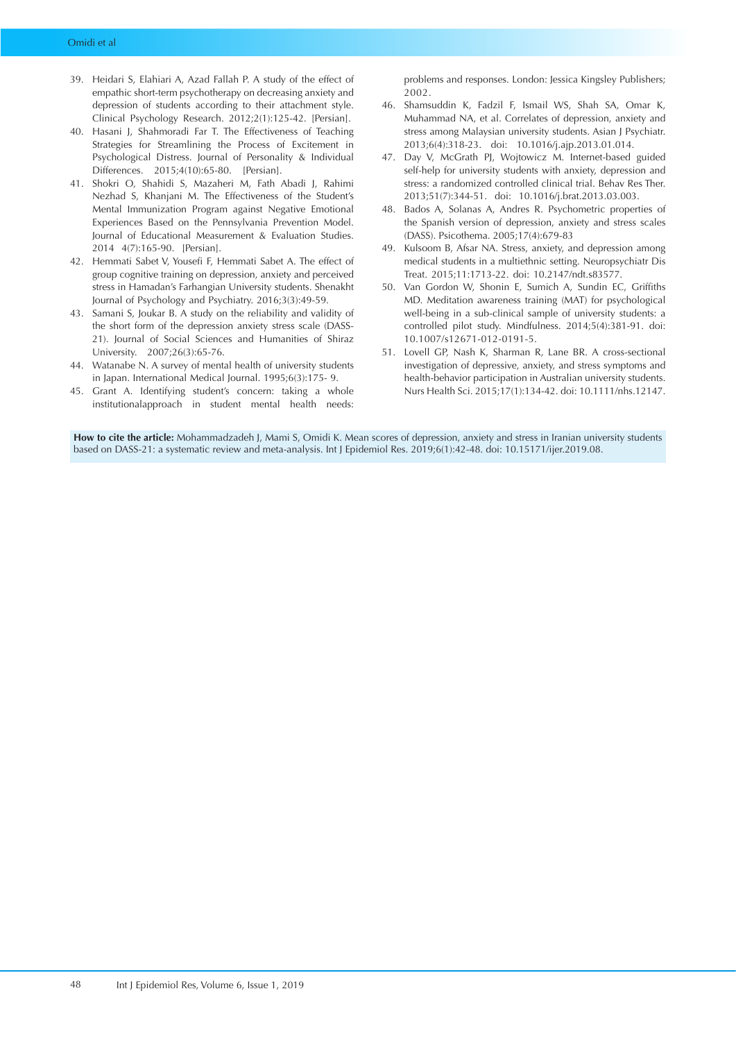39. Heidari S, Elahiari A, Azad Fallah P. A study of the effect of empathic short-term psychotherapy on decreasing anxiety and depression of students according to their attachment style. Clinical Psychology Research. 2012;2(1):125-42. [Persian].
40. Hasani J, Shahmoradi Far T. The Effectiveness of Teaching Strategies for Streamlining the Process of Excitement in Psychological Distress. Journal of Personality & Individual Differences. 2015;4(10):65-80. [Persian].
41. Shokri O, Shahidi S, Mazaheri M, Fath Abadi J, Rahimi Nezhad S, Khanjani M. The Effectiveness of the Student's Mental Immunization Program against Negative Emotional Experiences Based on the Pennsylvania Prevention Model. Journal of Educational Measurement & Evaluation Studies. 2014 4(7):165-90. [Persian].
42. Hemmati Sabet V, Yousefi F, Hemmati Sabet A. The effect of group cognitive training on depression, anxiety and perceived stress in Hamadan's Farhangian University students. Shenakht Journal of Psychology and Psychiatry. 2016;3(3):49-59.
43. Samani S, Joukar B. A study on the reliability and validity of the short form of the depression anxiety stress scale (DASS-21). Journal of Social Sciences and Humanities of Shiraz University. 2007;26(3):65-76.
44. Watanabe N. A survey of mental health of university students in Japan. International Medical Journal. 1995;6(3):175- 9.
45. Grant A. Identifying student's concern: taking a whole institutionalapproach in student mental health needs: problems and responses. London: Jessica Kingsley Publishers; 2002.
46. Shamsuddin K, Fadzil F, Ismail WS, Shah SA, Omar K, Muhammad NA, et al. Correlates of depression, anxiety and stress among Malaysian university students. Asian J Psychiatr. 2013;6(4):318-23. doi: 10.1016/j.ajp.2013.01.014.
47. Day V, McGrath PJ, Wojtowicz M. Internet-based guided self-help for university students with anxiety, depression and stress: a randomized controlled clinical trial. Behav Res Ther. 2013;51(7):344-51. doi: 10.1016/j.brat.2013.03.003.
48. Bados A, Solanas A, Andres R. Psychometric properties of the Spanish version of depression, anxiety and stress scales (DASS). Psicothema. 2005;17(4):679-83
49. Kulsoom B, Afsar NA. Stress, anxiety, and depression among medical students in a multiethnic setting. Neuropsychiatr Dis Treat. 2015;11:1713-22. doi: 10.2147/ndt.s83577.
50. Van Gordon W, Shonin E, Sumich A, Sundin EC, Griffiths MD. Meditation awareness training (MAT) for psychological well-being in a sub-clinical sample of university students: a controlled pilot study. Mindfulness. 2014;5(4):381-91. doi: 10.1007/s12671-012-0191-5.
51. Lovell GP, Nash K, Sharman R, Lane BR. A cross-sectional investigation of depressive, anxiety, and stress symptoms and health-behavior participation in Australian university students. Nurs Health Sci. 2015;17(1):134-42. doi: 10.1111/nhs.12147.

**How to cite the article:** Mohammadzadeh J, Mami S, Omidi K. Mean scores of depression, anxiety and stress in Iranian university students based on DASS-21: a systematic review and meta-analysis. Int J Epidemiol Res. 2019;6(1):42-48. doi: 10.15171/ijer.2019.08.